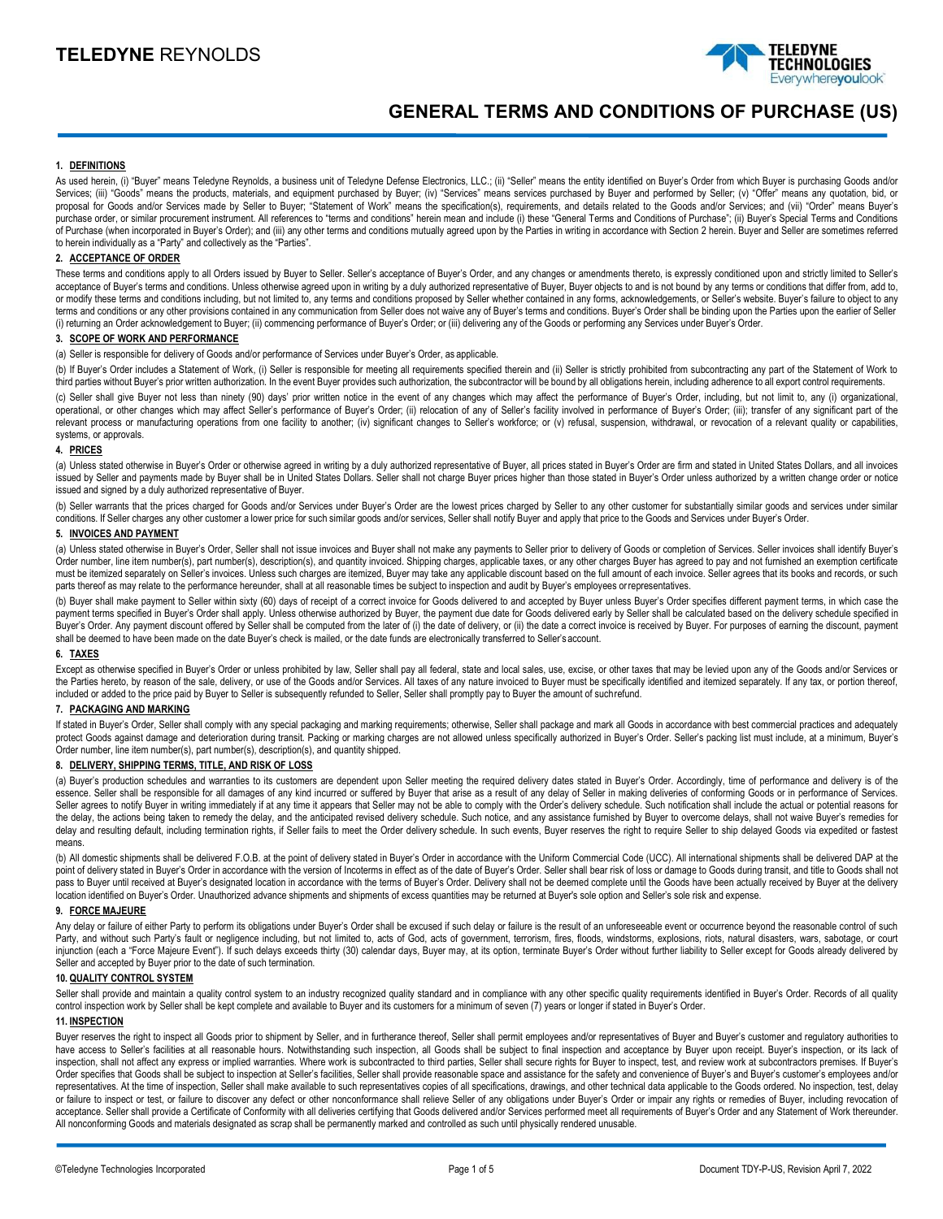# TELEDYNE REYNOLDS

## GENERAL TERMS AND CONDITIONS OF PURCHASE (US)

### 1. DEFINITIONS

As used herein, (i) "Buyer" means Teledyne Reynolds, a business unit of Teledyne Defense Electronics, LLC.; (ii) "Seller" means the entity identified on Buyer's Order from which Buyer is purchasing Goods and/or Services; (iii) "Goods" means the products, materials, and equipment purchased by Buyer; (iv) "Services" means services purchased by Buyer and performed by Seller; (v) "Offer" means any quotation, bid, or proposal for Goods and/or Services made by Seller to Buyer; "Statement of Work" means the specification(s), requirements, and details related to the Goods and/or Services; and (vii) "Order" means Buyer's purchase order, or similar procurement instrument. All references to "terms and conditions" herein mean and include (i) these "General Terms and Conditions of Purchase"; (ii) Buyer's Special Terms and Conditions of Purchase (when incorporated in Buyer's Order); and (iii) any other terms and conditions mutually agreed upon by the Parties in writing in accordance with Section 2 herein. Buyer and Seller are sometimes referred to herein individually as a "Party" and collectively as the "Parties".

### 2. ACCEPTANCE OF ORDER

These terms and conditions apply to all Orders issued by Buyer to Seller. Seller's acceptance of Buyer's Order, and any changes or amendments thereto, is expressly conditioned upon and strictly limited to Seller's acceptance of Buyer's terms and conditions. Unless otherwise agreed upon in writing by a duly authorized representative of Buyer, Buyer objects to and is not bound by any terms or conditions that differ from, add to, or modify these terms and conditions including, but not limited to, any terms and conditions proposed by Seller whether contained in any forms, acknowledgements, or Seller's website. Buyer's failure to object to any terms and conditions or any other provisions contained in any communication from Seller does not waive any of Buyer's terms and conditions. Buyer's Order shall be binding upon the Parties upon the earlier of Seller (i) returning an Order acknowledgement to Buyer; (ii) commencing performance of Buyer's Order; or (iii) delivering any of the Goods or performing any Services under Buyer's Order.

### 3. SCOPE OF WORK AND PERFORMANCE

(a) Seller is responsible for delivery of Goods and/or performance of Services under Buyer's Order, as applicable.

(b) If Buyer's Order includes a Statement of Work, (i) Seller is responsible for meeting all requirements specified therein and (ii) Seller is strictly prohibited from subcontracting any part of the Statement of Work to third parties without Buyer's prior written authorization. In the event Buyer provides such authorization, the subcontractor will be bound by all obligations herein, including adherence to all export control requirements.

(c) Seller shall give Buyer not less than ninety (90) days' prior written notice in the event of any changes which may affect the performance of Buyer's Order, including, but not limit to, any (i) organizational, operational, or other changes which may affect Seller's performance of Buyer's Order; (ii) relocation of any of Seller's facility involved in performance of Buyer's Order; (iii); transfer of any significant part of the relevant process or manufacturing operations from one facility to another; (iv) significant changes to Seller's workforce; or (v) refusal, suspension, withdrawal, or revocation of a relevant quality or capabilities, systems, or approvals.

### 4. PRICES

(a) Unless stated otherwise in Buyer's Order or otherwise agreed in writing by a duly authorized representative of Buyer, all prices stated in Buyer's Order are firm and stated in United States Dollars, and all invoices issued by Seller and payments made by Buyer shall be in United States Dollars. Seller shall not charge Buyer prices higher than those stated in Buyer's Order unless authorized by a written change order or notice issued and signed by a duly authorized representative of Buyer.

(b) Seller warrants that the prices charged for Goods and/or Services under Buyer's Order are the lowest prices charged by Seller to any other customer for substantially similar goods and services under similar conditions. If Seller charges any other customer a lower price for such similar goods and/or services, Seller shall notify Buyer and apply that price to the Goods and Services under Buyer's Order.

### 5. INVOICES AND PAYMENT

(a) Unless stated otherwise in Buyer's Order, Seller shall not issue invoices and Buyer shall not make any payments to Seller prior to delivery of Goods or completion of Services. Seller invoices shall identify Buyer's Order number, line item number(s), part number(s), description(s), and quantity invoiced. Shipping charges, applicable taxes, or any other charges Buyer has agreed to pay and not furnished an exemption certificate must be itemized separately on Seller's invoices. Unless such charges are itemized, Buyer may take any applicable discount based on the full amount of each invoice. Seller agrees that its books and records, or such parts thereof as may relate to the performance hereunder, shall at all reasonable times be subject to inspection and audit by Buyer's employees or representatives.

(b) Buyer shall make payment to Seller within sixty (60) days of receipt of a correct invoice for Goods delivered to and accepted by Buyer unless Buyer's Order specifies different payment terms, in which case the payment terms specified in Buyer's Order shall apply. Unless otherwise authorized by Buyer, the payment due date for Goods delivered early by Seller shall be calculated based on the delivery schedule specified in Buyer's Order. Any payment discount offered by Seller shall be computed from the later of (i) the date of delivery, or (ii) the date a correct invoice is received by Buyer. For purposes of earning the discount, payment shall be deemed to have been made on the date Buyer's check is mailed, or the date funds are electronically transferred to Seller's account.

### 6. TAXES

Except as otherwise specified in Buyer's Order or unless prohibited by law, Seller shall pay all federal, state and local sales, use, excise, or other taxes that may be levied upon any of the Goods and/or Services or the Parties hereto, by reason of the sale, delivery, or use of the Goods and/or Services. All taxes of any nature invoiced to Buyer must be specifically identified and itemized separately. If any tax, or portion thereof, included or added to the price paid by Buyer to Seller is subsequently refunded to Seller, Seller shall promptly pay to Buyer the amount of such refund.

### 7. PACKAGING AND MARKING

If stated in Buyer's Order, Seller shall comply with any special packaging and marking requirements; otherwise, Seller shall package and mark all Goods in accordance with best commercial practices and adequately protect Goods against damage and deterioration during transit. Packing or marking charges are not allowed unless specifically authorized in Buyer's Order. Seller's packing list must include, at a minimum, Buyer's Order number, line item number(s), part number(s), description(s), and quantity shipped.

### 8. DELIVERY, SHIPPING TERMS, TITLE, AND RISK OF LOSS

(a) Buyer's production schedules and warranties to its customers are dependent upon Seller meeting the required delivery dates stated in Buyer's Order. Accordingly, time of performance and delivery is of the essence. Seller shall be responsible for all damages of any kind incurred or suffered by Buyer that arise as a result of any delay of Seller in making deliveries of conforming Goods or in performance of Services. Seller agrees to notify Buyer in writing immediately if at any time it appears that Seller may not be able to comply with the Order's delivery schedule. Such notification shall include the actual or potential reasons for the delay, the actions being taken to remedy the delay, and the anticipated revised delivery schedule. Such notice, and any assistance furnished by Buyer to overcome delays, shall not waive Buyer's remedies for delay and resulting default, including termination rights, if Seller fails to meet the Order delivery schedule. In such events, Buyer reserves the right to require Seller to ship delayed Goods via expedited or fastest means.

(b) All domestic shipments shall be delivered F.O.B. at the point of delivery stated in Buyer's Order in accordance with the Uniform Commercial Code (UCC). All international shipments shall be delivered DAP at the point of delivery stated in Buyer's Order in accordance with the version of Incoterms in effect as of the date of Buyer's Order. Seller shall bear risk of loss or damage to Goods during transit, and title to Goods shall not pass to Buyer until received at Buyer's designated location in accordance with the terms of Buyer's Order. Delivery shall not be deemed complete until the Goods have been actually received by Buyer at the delivery location identified on Buyer's Order. Unauthorized advance shipments and shipments of excess quantities may be returned at Buyer's sole option and Seller's sole risk and expense.

### 9. FORCE MAJEURE

Any delay or failure of either Party to perform its obligations under Buyer's Order shall be excused if such delay or failure is the result of an unforeseeable event or occurrence beyond the reasonable control of such Party, and without such Party's fault or negligence including, but not limited to, acts of God, acts of government, terrorism, fires, floods, windstorms, explosions, riots, natural disasters, wars, sabotage, or court injunction (each a "Force Majeure Event"). If such delays exceeds thirty (30) calendar days, Buyer may, at its option, terminate Buyer's Order without further liability to Seller except for Goods already delivered by Seller and accepted by Buyer prior to the date of such termination.

### 10. QUALITY CONTROL SYSTEM

Seller shall provide and maintain a quality control system to an industry recognized quality standard and in compliance with any other specific quality requirements identified in Buyer's Order. Records of all quality control inspection work by Seller shall be kept complete and available to Buyer and its customers for a minimum of seven (7) years or longer if stated in Buyer's Order.

### 11. INSPECTION

Buyer reserves the right to inspect all Goods prior to shipment by Seller, and in furtherance thereof, Seller shall permit employees and/or representatives of Buyer and Buyer's customer and regulatory authorities to have access to Seller's facilities at all reasonable hours. Notwithstanding such inspection, all Goods shall be subject to final inspection and acceptance by Buyer upon receipt. Buyer's inspection, or its lack of inspection, shall not affect any express or implied warranties. Where work is subcontracted to third parties, Seller shall secure rights for Buyer to inspect, test, and review work at subcontractors premises. If Buyer's Order specifies that Goods shall be subject to inspection at Seller's facilities, Seller shall provide reasonable space and assistance for the safety and convenience of Buyer's and Buyer's customer's employees and/or representatives. At the time of inspection, Seller shall make available to such representatives copies of all specifications, drawings, and other technical data applicable to the Goods ordered. No inspection, test, delay or failure to inspect or test, or failure to discover any defect or other nonconformance shall relieve Seller of any obligations under Buyer's Order or impair any rights or remedies of Buyer, including revocation of acceptance. Seller shall provide a Certificate of Conformity with all deliveries certifying that Goods delivered and/or Services performed meet all requirements of Buyer's Order and any Statement of Work thereunder. All nonconforming Goods and materials designated as scrap shall be permanently marked and controlled as such until physically rendered unusable.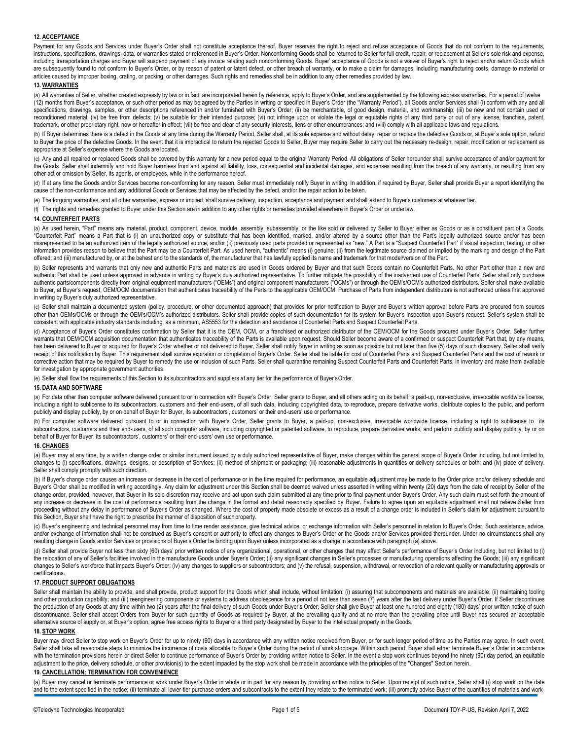### 12. ACCEPTANCE

Payment for any Goods and Services under Buyer's Order shall not constitute acceptance thereof. Buyer reserves the right to reject and refuse acceptance of Goods that do not conform to the requirements, instructions, specifications, drawings, data, or warranties stated or referenced in Buyer's Order. Nonconforming Goods shall be returned to Seller for full credit, repair, or replacement at Seller's sole risk and expense, including transportation charges and Buyer will suspend payment of any invoice relating such nonconforming Goods. Buyer' acceptance of Goods is not a waiver of Buyer's right to reject and/or return Goods which are subsequently found to not conform to Buyer's Order, or by reason of patent or latent defect, or other breach of warranty, or to make a claim for damages, including manufacturing costs, damage to material or articles caused by improper boxing, crating, or packing, or other damages. Such rights and remedies shall be in addition to any other remedies provided by law.

### 13. WARRANTIES

(a) All warranties of Seller, whether created expressly by law or in fact, are incorporated herein by reference, apply to Buyer's Order, and are supplemented by the following express warranties. For a period of twelve (12) months from Buyer's acceptance, or such other period as may be agreed by the Parties in writing or specified in Buyer's Order (the "Warranty Period"), all Goods and/or Services shall (i) conform with any and all specifications, drawings, samples, or other descriptions referenced in and/or furnished with Buyer's Order; (ii) be merchantable, of good design, material, and workmanship; (iii) be new and not contain used or reconditioned material; (iv) be free from defects; (v) be suitable for their intended purpose; (vi) not infringe upon or violate the legal or equitable rights of any third party or out of any license, franchise, patent, trademark, or other proprietary right, now or hereafter in effect; (vii) be free and clear of any security interests, liens or other encumbrances; and (viii) comply with all applicable laws and regulations.

(b) If Buyer determines there is a defect in the Goods at any time during the Warranty Period, Seller shall, at its sole expense and without delay, repair or replace the defective Goods or, at Buyer's sole option, refund to Buyer the price of the defective Goods. In the event that it is impractical to return the rejected Goods to Seller, Buyer may require Seller to carry out the necessary re-design, repair, modification or replacement as appropriate at Seller's expense where the Goods are located.

(c) Any and all repaired or replaced Goods shall be covered by this warranty for a new period equal to the original Warranty Period. All obligations of Seller hereunder shall survive acceptance of and/or payment for the Goods. Seller shall indemnify and hold Buyer harmless from and against all liability, loss, consequential and incidental damages, and expenses resulting from the breach of any warranty, or resulting from any other act or omission by Seller, its agents, or employees, while in the performance hereof.

(d) If at any time the Goods and/or Services become non-conforming for any reason, Seller must immediately notify Buyer in writing. In addition, if required by Buyer, Seller shall provide Buyer a report identifying the cause of the non-conformance and any additional Goods or Services that may be affected by the defect, and/or the repair action to be taken.

(e) The forgoing warranties, and all other warranties, express or implied, shall survive delivery, inspection, acceptance and payment and shall extend to Buyer's customers at whatever tier.

(f) The rights and remedies granted to Buyer under this Section are in addition to any other rights or remedies provided elsewhere in Buyer's Order or under law.

### 14. COUNTERFEIT PARTS

(a) As used herein, "Part" means any material, product, component, device, module, assembly, subassembly, or the like sold or delivered by Seller to Buyer either as Goods or as a constituent part of a Goods. "Counterfeit Part" means a Part that is (i) an unauthorized copy or substitute that has been identified, marked, and/or altered by a source other than the Part's legally authorized source and/or has been misrepresented to be an authorized item of the legally authorized source, and/or (ii) previously used parts provided or represented as "new." A Part is a "Suspect Counterfeit Part" if visual inspection, testing, or other information provides reason to believe that the Part may be a Counterfeit Part. As used herein, "authentic" means (i) genuine; (ii) from the legitimate source claimed or implied by the marking and design of the Part offered; and (iii) manufactured by, or at the behest and to the standards of, the manufacturer that has lawfully applied its name and trademark for that model/version of the Part.

(b) Seller represents and warrants that only new and authentic Parts and materials are used in Goods ordered by Buyer and that such Goods contain no Counterfeit Parts. No other Part other than a new and authentic Part shall be used unless approved in advance in writing by Buyer's duly authorized representative. To further mitigate the possibility of the inadvertent use of Counterfeit Parts, Seller shall only purchase authentic parts/components directly from original equipment manufacturers ("OEMs") and original component manufacturers ("OCMs") or through the OEM's/OCM's authorized distributors. Seller shall make available to Buyer, at Buyer's request, OEM/OCM documentation that authenticates traceability of the Parts to the applicable OEM/OCM. Purchase of Parts from independent distributors is not authorized unless first approved in writing by Buyer's duly authorized representative.

(c) Seller shall maintain a documented system (policy, procedure, or other documented approach) that provides for prior notification to Buyer and Buyer's written approval before Parts are procured from sources other than OEMs/OCMs or through the OEM's/OCM's authorized distributors. Seller shall provide copies of such documentation for its system for Buyer's inspection upon Buyer's request. Seller's system shall be consistent with applicable industry standards including, as a minimum, AS5553 for the detection and avoidance of Counterfeit Parts and Suspect Counterfeit Parts.

(d) Acceptance of Buyer's Order constitutes confirmation by Seller that it is the OEM, OCM, or a franchised or authorized distributor of the OEM/OCM for the Goods procured under Buyer's Order. Seller further warrants that OEM/OCM acquisition documentation that authenticates traceability of the Parts is available upon request. Should Seller become aware of a confirmed or suspect Counterfeit Part that, by any means, has been delivered to Buyer or acquired for Buyer's Order whether or not delivered to Buyer, Seller shall notify Buyer in writing as soon as possible but not later than five (5) days of such discovery. Seller shall verify receipt of this notification by Buyer. This requirement shall survive expiration or completion of Buyer's Order. Seller shall be liable for cost of Counterfeit Parts and Suspect Counterfeit Parts and the cost of rework or corrective action that may be required by Buyer to remedy the use or inclusion of such Parts. Seller shall quarantine remaining Suspect Counterfeit Parts and Counterfeit Parts, in inventory and make them available for investigation by appropriate government authorities.

(e) Seller shall flow the requirements of this Section to its subcontractors and suppliers at any tier for the performance of Buyer's Order.

### 15. DATA AND SOFTWARE

(a) For data other than computer software delivered pursuant to or in connection with Buyer's Order, Seller grants to Buyer, and all others acting on its behalf, a paid-up, non-exclusive, irrevocable worldwide license, including a right to sublicense to its subcontractors, customers and their end-users, of all such data, including copyrighted data, to reproduce, prepare derivative works, distribute copies to the public, and perform publicly and display publicly, by or on behalf of Buyer for Buyer, its subcontractors', customers' or their end-users' use or performance.

(b) For computer software delivered pursuant to or in connection with Buyer's Order, Seller grants to Buyer, a paid-up, non-exclusive, irrevocable worldwide license, including a right to sublicense to its subcontractors, customers and their end-users, of all such computer software, including copyrighted or patented software, to reproduce, prepare derivative works, and perform publicly and display publicly, by or on behalf of Buyer for Buyer, its subcontractors', customers' or their end-users' own use or performance.

### 16. CHANGES

(a) Buyer may at any time, by a written change order or similar instrument issued by a duly authorized representative of Buyer, make changes within the general scope of Buyer's Order including, but not limited to, changes to (i) specifications, drawings, designs, or description of Services; (ii) method of shipment or packaging; (iii) reasonable adjustments in quantities or delivery schedules or both; and (iv) place of delivery. Seller shall comply promptly with such direction.

(b) If Buyer's change order causes an increase or decrease in the cost of performance or in the time required for performance, an equitable adjustment may be made to the Order price and/or delivery schedule and Buyer's Order shall be modified in writing accordingly. Any claim for adjustment under this Section shall be deemed waived unless asserted in writing within twenty (20) days from the date of receipt by Seller of the change order, provided, however, that Buyer in its sole discretion may receive and act upon such claim submitted at any time prior to final payment under Buyer's Order. Any such claim must set forth the amount of any increase or decrease in the cost of performance resulting from the change in the format and detail reasonably specified by Buyer. Failure to agree upon an equitable adjustment shall not relieve Seller from proceeding without any delay in performance of Buyer's Order as changed. Where the cost of property made obsolete or excess as a result of a change order is included in Seller's claim for adjustment pursuant to this Section, Buyer shall have the right to prescribe the manner of disposition of such property.

(c) Buyer's engineering and technical personnel may from time to time render assistance, give technical advice, or exchange information with Seller's personnel in relation to Buyer's Order. Such assistance, advice, and/or exchange of information shall not be construed as Buyer's consent or authority to effect any changes to Buyer's Order or the Goods and/or Services provided thereunder. Under no circumstances shall any resulting change in Goods and/or Services or provisions of Buyer's Order be binding upon Buyer unless incorporated as a change in accordance with paragraph (a) above.

(d) Seller shall provide Buyer not less than sixty (60) days' prior written notice of any organizational, operational, or other changes that may affect Seller's performance of Buyer's Order including, but not limited to (i) the relocation of any of Seller's facilities involved in the manufacture Goods under Buyer's Order; (ii) any significant changes in Seller's processes or manufacturing operations affecting the Goods; (iii) any significant changes to Seller's workforce that impacts Buyer's Order; (iv) any changes to suppliers or subcontractors; and (v) the refusal, suspension, withdrawal, or revocation of a relevant quality or manufacturing approvals or certifications.

### 17. PRODUCT SUPPORT OBLIGATIONS

Seller shall maintain the ability to provide, and shall provide, product support for the Goods which shall include, without limitation; (i) assuring that subcomponents and materials are available; (ii) maintaining tooling and other production capability; and (iii) reengineering components or systems to address obsolescence for a period of not less than seven (7) years after the last delivery under Buyer's Order. If Seller discontinues the production of any Goods at any time within two (2) years after the final delivery of such Goods under Buyer's Order, Seller shall give Buyer at least one hundred and eighty (180) days' prior written notice of such discontinuance. Seller shall accept Orders from Buyer for such quantity of Goods as required by Buyer, at the prevailing quality and at no more than the prevailing price until Buyer has secured an acceptable alternative source of supply or, at Buyer's option, agree free access rights to Buyer or a third party designated by Buyer to the intellectual property in the Goods.

### 18. STOP WORK

Buyer may direct Seller to stop work on Buyer's Order for up to ninety (90) days in accordance with any written notice received from Buyer, or for such longer period of time as the Parties may agree. In such event, Seller shall take all reasonable steps to minimize the incurrence of costs allocable to Buyer's Order during the period of work stoppage. Within such period, Buyer shall either terminate Buyer's Order in accordance with the termination provisions herein or direct Seller to continue performance of Buyer's Order by providing written notice to Seller. In the event a stop work continues beyond the ninety (90) day period, an equitable adjustment to the price, delivery schedule, or other provision(s) to the extent impacted by the stop work shall be made in accordance with the principles of the "Changes" Section herein.

### 19. CANCELLATION; TERMINATION FOR CONVENIENCE

(a) Buyer may cancel or terminate performance or work under Buyer's Order in whole or in part for any reason by providing written notice to Seller. Upon receipt of such notice, Seller shall (i) stop work on the date and to the extent specified in the notice; (ii) terminate all lower-tier purchase orders and subcontracts to the extent they relate to the terminated work; (iii) promptly advise Buyer of the quantities of materials and work-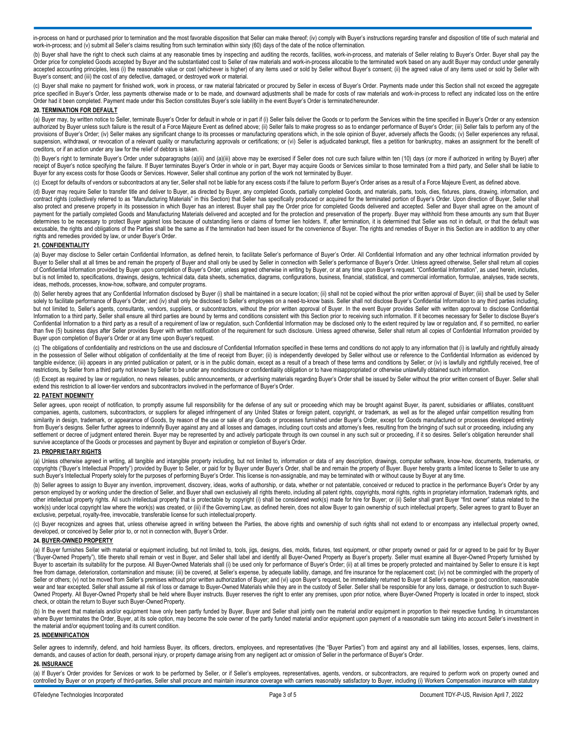in-process on hand or purchased prior to termination and the most favorable disposition that Seller can make thereof; (iv) comply with Buyer's instructions regarding transfer and disposition of title of such material and work-in-process; and (v) submit all Seller's claims resulting from such termination within sixty (60) days of the date of the notice of termination.

(b) Buyer shall have the right to check such claims at any reasonable times by inspecting and auditing the records, facilities, work-in-process, and materials of Seller relating to Buyer's Order. Buyer shall pay the Order price for completed Goods accepted by Buyer and the substantiated cost to Seller of raw materials and work-in-process allocable to the terminated work based on any audit Buyer may conduct under generally accepted accounting principles, less (i) the reasonable value or cost (whichever is higher) of any items used or sold by Seller without Buyer's consent; (ii) the agreed value of any items used or sold by Seller with Buyer's consent; and (iii) the cost of any defective, damaged, or destroyed work or material.

(c) Buyer shall make no payment for finished work, work in process, or raw material fabricated or procured by Seller in excess of Buyer's Order. Payments made under this Section shall not exceed the aggregate price specified in Buyer's Order, less payments otherwise made or to be made, and downward adjustments shall be made for costs of raw materials and work-in-process to reflect any indicated loss on the entire Order had it been completed. Payment made under this Section constitutes Buyer's sole liability in the event Buyer's Order is terminated hereunder.

**20. TERMINATION FOR DEFAULT**

(a) Buyer may, by written notice to Seller, terminate Buyer's Order for default in whole or in part if (i) Seller fails deliver the Goods or to perform the Services within the time specified in Buyer's Order or any extension authorized by Buyer unless such failure is the result of a Force Majeure Event as defined above; (ii) Seller fails to make progress so as to endanger performance of Buyer's Order; (iii) Seller fails to perform any of the provisions of Buyer's Order; (iv) Seller makes any significant change to its processes or manufacturing operations which, in the sole opinion of Buyer, adversely affects the Goods; (v) Seller experiences any refusal, suspension, withdrawal, or revocation of a relevant quality or manufacturing approvals or certifications; or (vi) Seller is adjudicated bankrupt, files a petition for bankruptcy, makes an assignment for the benefit of creditors, or if an action under any law for the relief of debtors is taken.

(b) Buyer's right to terminate Buyer's Order under subparagraphs (a)(ii) and (a)(iii) above may be exercised if Seller does not cure such failure within ten (10) days (or more if authorized in writing by Buyer) after receipt of Buyer's notice specifying the failure. If Buyer terminates Buyer's Order in whole or in part, Buyer may acquire Goods or Services similar to those terminated from a third party, and Seller shall be liable to Buyer for any excess costs for those Goods or Services. However, Seller shall continue any portion of the work not terminated by Buyer.

(c) Except for defaults of vendors or subcontractors at any tier, Seller shall not be liable for any excess costs if the failure to perform Buyer's Order arises as a result of a Force Majeure Event, as defined above.

(d) Buyer may require Seller to transfer title and deliver to Buyer, as directed by Buyer, any completed Goods, partially completed Goods, and materials, parts, tools, dies, fixtures, plans, drawing, information, and contract rights (collectively referred to as "Manufacturing Materials" in this Section) that Seller has specifically produced or acquired for the terminated portion of Buyer's Order. Upon direction of Buyer, Seller shall also protect and preserve property in its possession in which Buyer has an interest. Buyer shall pay the Order price for completed Goods delivered and accepted. Seller and Buyer shall agree on the amount of payment for the partially completed Goods and Manufacturing Materials delivered and accepted and for the protection and preservation of the property. Buyer may withhold from these amounts any sum that Buyer determines to be necessary to protect Buyer against loss because of outstanding liens or claims of former lien holders. If, after termination, it is determined that Seller was not in default, or that the default was excusable, the rights and obligations of the Parties shall be the same as if the termination had been issued for the convenience of Buyer. The rights and remedies of Buyer in this Section are in addition to any other rights and remedies provided by law, or under Buyer's Order.

**21. CONFIDENTIALITY**

(a) Buyer may disclose to Seller certain Confidential Information, as defined herein, to facilitate Seller's performance of Buyer's Order. All Confidential Information and any other technical information provided by Buyer to Seller shall at all times be and remain the property of Buyer and shall only be used by Seller in connection with Seller's performance of Buyer's Order. Unless agreed otherwise, Seller shall return all copies of Confidential Information provided by Buyer upon completion of Buyer's Order, unless agreed otherwise in writing by Buyer, or at any time upon Buyer's request. "Confidential Information", as used herein, includes, but is not limited to, specifications, drawings, designs, technical data, data sheets, schematics, diagrams, configurations, business, financial, statistical, and commercial information, formulae, analyses, trade secrets, ideas, methods, processes, know-how, software, and computer programs.

(b) Seller hereby agrees that any Confidential Information disclosed by Buyer (i) shall be maintained in a secure location; (ii) shall not be copied without the prior written approval of Buyer; (iii) shall be used by Seller solely to facilitate performance of Buyer's Order; and (iv) shall only be disclosed to Seller's employees on a need-to-know basis. Seller shall not disclose Buyer's Confidential Information to any third parties including, but not limited to, Seller's agents, consultants, vendors, suppliers, or subcontractors, without the prior written approval of Buyer. In the event Buyer provides Seller with written approval to disclose Confidential Information to a third party, Seller shall ensure all third parties are bound by terms and conditions consistent with this Section prior to receiving such information. If it becomes necessary for Seller to disclose Buyer's Confidential Information to a third party as a result of a requirement of law or regulation, such Confidential Information may be disclosed only to the extent required by law or regulation and, if so permitted, no earlier than five (5) business days after Seller provides Buyer with written notification of the requirement for such disclosure. Unless agreed otherwise, Seller shall return all copies of Confidential Information provided by Buyer upon completion of Buyer's Order or at any time upon Buyer's request.

(c) The obligations of confidentiality and restrictions on the use and disclosure of Confidential Information specified in these terms and conditions do not apply to any information that (i) is lawfully and rightfully already in the possession of Seller without obligation of confidentiality at the time of receipt from Buyer; (ii) is independently developed by Seller without use or reference to the Confidential Information as evidenced by tangible evidence; (iii) appears in any printed publication or patent, or is in the public domain, except as a result of a breach of these terms and conditions by Seller; or (iv) is lawfully and rightfully received, free of restrictions, by Seller from a third party not known by Seller to be under any nondisclosure or confidentiality obligation or to have misappropriated or otherwise unlawfully obtained such information.

(d) Except as required by law or regulation, no news releases, public announcements, or advertising materials regarding Buyer's Order shall be issued by Seller without the prior written consent of Buyer. Seller shall extend this restriction to all lower-tier vendors and subcontractors involved in the performance of Buyer's Order.

**22. PATENT INDEMNITY**

Seller agrees, upon receipt of notification, to promptly assume full responsibility for the defense of any suit or proceeding which may be brought against Buyer, its parent, subsidiaries or affiliates, constituent companies, agents, customers, subcontractors, or suppliers for alleged infringement of any United States or foreign patent, copyright, or trademark, as well as for the alleged unfair competition resulting from similarity in design, trademark, or appearance of Goods, by reason of the use or sale of any Goods or processes furnished under Buyer's Order, except for Goods manufactured or processes developed entirely from Buyer's designs. Seller further agrees to indemnify Buyer against any and all losses and damages, including court costs and attorney's fees, resulting from the bringing of such suit or proceeding, including any settlement or decree of judgment entered therein. Buyer may be represented by and actively participate through its own counsel in any such suit or proceeding, if it so desires. Seller's obligation hereunder shall survive acceptance of the Goods or processes and payment by Buyer and expiration or completion of Buyer's Order.

**23. PROPRIETARY RIGHTS**

(a) Unless otherwise agreed in writing, all tangible and intangible property including, but not limited to, information or data of any description, drawings, computer software, know-how, documents, trademarks, or copyrights ("Buyer's Intellectual Property") provided by Buyer to Seller, or paid for by Buyer under Buyer's Order, shall be and remain the property of Buyer. Buyer hereby grants a limited license to Seller to use any such Buyer's Intellectual Property solely for the purposes of performing Buyer's Order. This license is non-assignable, and may be terminated with or without cause by Buyer at any time.

(b) Seller agrees to assign to Buyer any invention, improvement, discovery, ideas, works of authorship, or data, whether or not patentable, conceived or reduced to practice in the performance Buyer's Order by any person employed by or working under the direction of Seller, and Buyer shall own exclusively all rights thereto, including all patent rights, copyrights, moral rights, rights in proprietary information, trademark rights, and other intellectual property rights. All such intellectual property that is protectable by copyright (i) shall be considered work(s) made for hire for Buyer; or (ii) Seller shall grant Buyer "first owner" status related to the work(s) under local copyright law where the work(s) was created, or (iii) if the Governing Law, as defined herein, does not allow Buyer to gain ownership of such intellectual property, Seller agrees to grant to Buyer an exclusive, perpetual, royalty-free, irrevocable, transferable license for such intellectual property.

(c) Buyer recognizes and agrees that, unless otherwise agreed in writing between the Parties, the above rights and ownership of such rights shall not extend to or encompass any intellectual property owned, developed, or conceived by Seller prior to, or not in connection with, Buyer's Order.

**24. BUYER-OWNED PROPERTY**

(a) If Buyer furnishes Seller with material or equipment including, but not limited to, tools, jigs, designs, dies, molds, fixtures, test equipment, or other property owned or paid for or agreed to be paid for by Buyer ("Buyer-Owned Property"), title thereto shall remain or vest in Buyer, and Seller shall label and identify all Buyer-Owned Property as Buyer's property. Seller must examine all Buyer-Owned Property furnished by Buyer to ascertain its suitability for the purpose. All Buyer-Owned Materials shall (i) be used only for performance of Buyer's Order; (ii) at all times be properly protected and maintained by Seller to ensure it is kept free from damage, deterioration, contamination and misuse; (iii) be covered, at Seller's expense, by adequate liability, damage, and fire insurance for the replacement cost; (iv) not be commingled with the property of Seller or others; (v) not be moved from Seller's premises without prior written authorization of Buyer; and (vi) upon Buyer's request, be immediately returned to Buyer at Seller's expense in good condition, reasonable wear and tear excepted. Seller shall assume all risk of loss or damage to Buyer-Owned Materials while they are in the custody of Seller. Seller shall be responsible for any loss, damage, or destruction to such Buyer-Owned Property. All Buyer-Owned Property shall be held where Buyer instructs. Buyer reserves the right to enter any premises, upon prior notice, where Buyer-Owned Property is located in order to inspect, stock check, or obtain the return to Buyer such Buyer-Owned Property.

(b) In the event that materials and/or equipment have only been partly funded by Buyer, Buyer and Seller shall jointly own the material and/or equipment in proportion to their respective funding. In circumstances where Buyer terminates the Order, Buyer, at its sole option, may become the sole owner of the partly funded material and/or equipment upon payment of a reasonable sum taking into account Seller's investment in the material and/or equipment tooling and its current condition.

**25. INDEMNIFICATION**

Seller agrees to indemnify, defend, and hold harmless Buyer, its officers, directors, employees, and representatives (the "Buyer Parties") from and against any and all liabilities, losses, expenses, liens, claims, demands, and causes of action for death, personal injury, or property damage arising from any negligent act or omission of Seller in the performance of Buyer's Order.

**26. INSURANCE**

(a) If Buyer's Order provides for Services or work to be performed by Seller, or if Seller's employees, representatives, agents, vendors, or subcontractors, are required to perform work on property owned and controlled by Buyer or on property of third-parties, Seller shall procure and maintain insurance coverage with carriers reasonably satisfactory to Buyer, including (i) Workers Compensation insurance with statutory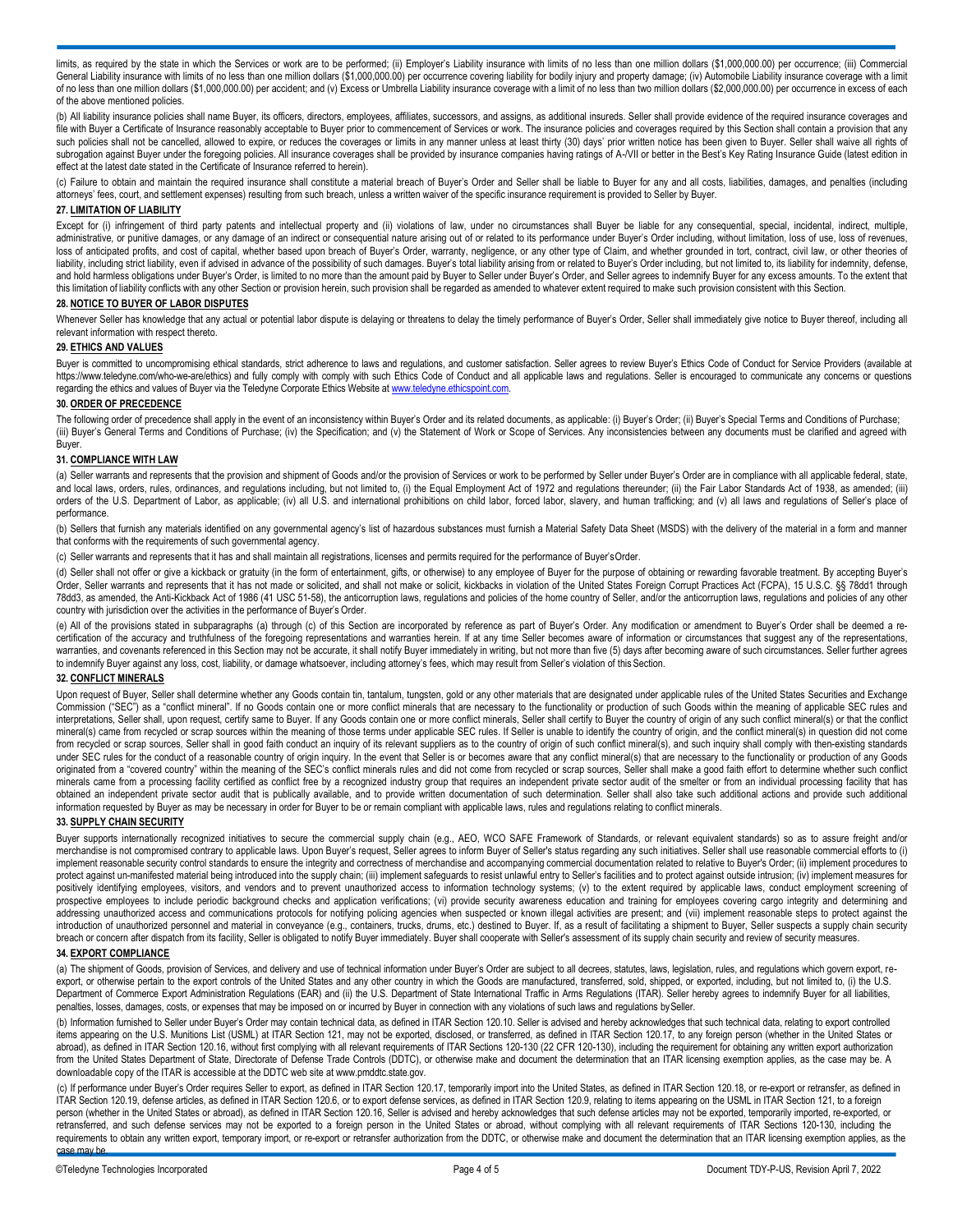limits, as required by the state in which the Services or work are to be performed; (ii) Employer's Liability insurance with limits of no less than one million dollars ($1,000,000.00) per occurrence; (iii) Commercial General Liability insurance with limits of no less than one million dollars ($1,000,000.00) per occurrence covering liability for bodily injury and property damage; (iv) Automobile Liability insurance coverage with a limit of no less than one million dollars ($1,000,000.00) per accident; and (v) Excess or Umbrella Liability insurance coverage with a limit of no less than two million dollars ($2,000,000.00) per occurrence in excess of each of the above mentioned policies.

(b) All liability insurance policies shall name Buyer, its officers, directors, employees, affiliates, successors, and assigns, as additional insureds. Seller shall provide evidence of the required insurance coverages and file with Buyer a Certificate of Insurance reasonably acceptable to Buyer prior to commencement of Services or work. The insurance policies and coverages required by this Section shall contain a provision that any such policies shall not be cancelled, allowed to expire, or reduces the coverages or limits in any manner unless at least thirty (30) days' prior written notice has been given to Buyer. Seller shall waive all rights of subrogation against Buyer under the foregoing policies. All insurance coverages shall be provided by insurance companies having ratings of A-/VII or better in the Best's Key Rating Insurance Guide (latest edition in effect at the latest date stated in the Certificate of Insurance referred to herein).

(c) Failure to obtain and maintain the required insurance shall constitute a material breach of Buyer's Order and Seller shall be liable to Buyer for any and all costs, liabilities, damages, and penalties (including attorneys' fees, court, and settlement expenses) resulting from such breach, unless a written waiver of the specific insurance requirement is provided to Seller by Buyer.

**27. LIMITATION OF LIABILITY**

Except for (i) infringement of third party patents and intellectual property and (ii) violations of law, under no circumstances shall Buyer be liable for any consequential, special, incidental, indirect, multiple, administrative, or punitive damages, or any damage of an indirect or consequential nature arising out of or related to its performance under Buyer's Order including, without limitation, loss of use, loss of revenues, loss of anticipated profits, and cost of capital, whether based upon breach of Buyer's Order, warranty, negligence, or any other type of Claim, and whether grounded in tort, contract, civil law, or other theories of liability, including strict liability, even if advised in advance of the possibility of such damages. Buyer's total liability arising from or related to Buyer's Order including, but not limited to, its liability for indemnity, defense, and hold harmless obligations under Buyer's Order, is limited to no more than the amount paid by Buyer to Seller under Buyer's Order, and Seller agrees to indemnify Buyer for any excess amounts. To the extent that this limitation of liability conflicts with any other Section or provision herein, such provision shall be regarded as amended to whatever extent required to make such provision consistent with this Section.

**28. NOTICE TO BUYER OF LABOR DISPUTES**

Whenever Seller has knowledge that any actual or potential labor dispute is delaying or threatens to delay the timely performance of Buyer's Order, Seller shall immediately give notice to Buyer thereof, including all relevant information with respect thereto.

**29. ETHICS AND VALUES**

Buyer is committed to uncompromising ethical standards, strict adherence to laws and regulations, and customer satisfaction. Seller agrees to review Buyer's Ethics Code of Conduct for Service Providers (available at https://www.teledyne.com/who-we-are/ethics) and fully comply with comply with such Ethics Code of Conduct and all applicable laws and regulations. Seller is encouraged to communicate any concerns or questions regarding the ethics and values of Buyer via the Teledyne Corporate Ethics Website at www.teledyne.ethicspoint.com.

**30. ORDER OF PRECEDENCE**

The following order of precedence shall apply in the event of an inconsistency within Buyer's Order and its related documents, as applicable: (i) Buyer's Order; (ii) Buyer's Special Terms and Conditions of Purchase; (iii) Buyer's General Terms and Conditions of Purchase; (iv) the Specification; and (v) the Statement of Work or Scope of Services. Any inconsistencies between any documents must be clarified and agreed with Buyer.

**31. COMPLIANCE WITH LAW**

(a) Seller warrants and represents that the provision and shipment of Goods and/or the provision of Services or work to be performed by Seller under Buyer's Order are in compliance with all applicable federal, state, and local laws, orders, rules, ordinances, and regulations including, but not limited to, (i) the Equal Employment Act of 1972 and regulations thereunder; (ii) the Fair Labor Standards Act of 1938, as amended; (iii) orders of the U.S. Department of Labor, as applicable; (iv) all U.S. and international prohibitions on child labor, forced labor, slavery, and human trafficking; and (v) all laws and regulations of Seller's place of performance.

(b) Sellers that furnish any materials identified on any governmental agency's list of hazardous substances must furnish a Material Safety Data Sheet (MSDS) with the delivery of the material in a form and manner that conforms with the requirements of such governmental agency.

(c) Seller warrants and represents that it has and shall maintain all registrations, licenses and permits required for the performance of Buyer's Order.

(d) Seller shall not offer or give a kickback or gratuity (in the form of entertainment, gifts, or otherwise) to any employee of Buyer for the purpose of obtaining or rewarding favorable treatment. By accepting Buyer's Order, Seller warrants and represents that it has not made or solicited, and shall not make or solicit, kickbacks in violation of the United States Foreign Corrupt Practices Act (FCPA), 15 U.S.C. §§ 78dd1 through 78dd3, as amended, the Anti-Kickback Act of 1986 (41 USC 51-58), the anticorruption laws, regulations and policies of the home country of Seller, and/or the anticorruption laws, regulations and policies of any other country with jurisdiction over the activities in the performance of Buyer's Order.

(e) All of the provisions stated in subparagraphs (a) through (c) of this Section are incorporated by reference as part of Buyer's Order. Any modification or amendment to Buyer's Order shall be deemed a re-certification of the accuracy and truthfulness of the foregoing representations and warranties herein. If at any time Seller becomes aware of information or circumstances that suggest any of the representations, warranties, and covenants referenced in this Section may not be accurate, it shall notify Buyer immediately in writing, but not more than five (5) days after becoming aware of such circumstances. Seller further agrees to indemnify Buyer against any loss, cost, liability, or damage whatsoever, including attorney's fees, which may result from Seller's violation of this Section.

**32. CONFLICT MINERALS**

Upon request of Buyer, Seller shall determine whether any Goods contain tin, tantalum, tungsten, gold or any other materials that are designated under applicable rules of the United States Securities and Exchange Commission ("SEC") as a "conflict mineral". If no Goods contain one or more conflict minerals that are necessary to the functionality or production of such Goods within the meaning of applicable SEC rules and interpretations, Seller shall, upon request, certify same to Buyer. If any Goods contain one or more conflict minerals, Seller shall certify to Buyer the country of origin of any such conflict mineral(s) or that the conflict mineral(s) came from recycled or scrap sources within the meaning of those terms under applicable SEC rules. If Seller is unable to identify the country of origin, and the conflict mineral(s) in question did not come from recycled or scrap sources, Seller shall in good faith conduct an inquiry of its relevant suppliers as to the country of origin of such conflict mineral(s), and such inquiry shall comply with then-existing standards under SEC rules for the conduct of a reasonable country of origin inquiry. In the event that Seller is or becomes aware that any conflict mineral(s) that are necessary to the functionality or production of any Goods originated from a "covered country" within the meaning of the SEC's conflict minerals rules and did not come from recycled or scrap sources, Seller shall make a good faith effort to determine whether such conflict minerals came from a processing facility certified as conflict free by a recognized industry group that requires an independent private sector audit of the smelter or from an individual processing facility that has obtained an independent private sector audit that is publically available, and to provide written documentation of such determination. Seller shall also take such additional actions and provide such additional information requested by Buyer as may be necessary in order for Buyer to be or remain compliant with applicable laws, rules and regulations relating to conflict minerals.

**33. SUPPLY CHAIN SECURITY**

Buyer supports internationally recognized initiatives to secure the commercial supply chain (e.g., AEO, WCO SAFE Framework of Standards, or relevant equivalent standards) so as to assure freight and/or merchandise is not compromised contrary to applicable laws. Upon Buyer's request, Seller agrees to inform Buyer of Seller's status regarding any such initiatives. Seller shall use reasonable commercial efforts to (i) implement reasonable security control standards to ensure the integrity and correctness of merchandise and accompanying commercial documentation related to relative to Buyer's Order; (ii) implement procedures to protect against un-manifested material being introduced into the supply chain; (iii) implement safeguards to resist unlawful entry to Seller's facilities and to protect against outside intrusion; (iv) implement measures for positively identifying employees, visitors, and vendors and to prevent unauthorized access to information technology systems; (v) to the extent required by applicable laws, conduct employment screening of prospective employees to include periodic background checks and application verifications; (vi) provide security awareness education and training for employees covering cargo integrity and determining and addressing unauthorized access and communications protocols for notifying policing agencies when suspected or known illegal activities are present; and (vii) implement reasonable steps to protect against the introduction of unauthorized personnel and material in conveyance (e.g., containers, trucks, drums, etc.) destined to Buyer. If, as a result of facilitating a shipment to Buyer, Seller suspects a supply chain security breach or concern after dispatch from its facility, Seller is obligated to notify Buyer immediately. Buyer shall cooperate with Seller's assessment of its supply chain security and review of security measures.

**34. EXPORT COMPLIANCE**

(a) The shipment of Goods, provision of Services, and delivery and use of technical information under Buyer's Order are subject to all decrees, statutes, laws, legislation, rules, and regulations which govern export, re-export, or otherwise pertain to the export controls of the United States and any other country in which the Goods are manufactured, transferred, sold, shipped, or exported, including, but not limited to, (i) the U.S. Department of Commerce Export Administration Regulations (EAR) and (ii) the U.S. Department of State International Traffic in Arms Regulations (ITAR). Seller hereby agrees to indemnify Buyer for all liabilities, penalties, losses, damages, costs, or expenses that may be imposed on or incurred by Buyer in connection with any violations of such laws and regulations by Seller.

(b) Information furnished to Seller under Buyer's Order may contain technical data, as defined in ITAR Section 120.10. Seller is advised and hereby acknowledges that such technical data, relating to export controlled items appearing on the U.S. Munitions List (USML) at ITAR Section 121, may not be exported, disclosed, or transferred, as defined in ITAR Section 120.17, to any foreign person (whether in the United States or abroad), as defined in ITAR Section 120.16, without first complying with all relevant requirements of ITAR Sections 120-130 (22 CFR 120-130), including the requirement for obtaining any written export authorization from the United States Department of State, Directorate of Defense Trade Controls (DDTC), or otherwise make and document the determination that an ITAR licensing exemption applies, as the case may be. A downloadable copy of the ITAR is accessible at the DDTC web site at www.pmddtc.state.gov.

(c) If performance under Buyer's Order requires Seller to export, as defined in ITAR Section 120.17, temporarily import into the United States, as defined in ITAR Section 120.18, or re-export or retransfer, as defined in ITAR Section 120.19, defense articles, as defined in ITAR Section 120.6, or to export defense services, as defined in ITAR Section 120.9, relating to items appearing on the USML in ITAR Section 121, to a foreign person (whether in the United States or abroad), as defined in ITAR Section 120.16, Seller is advised and hereby acknowledges that such defense articles may not be exported, temporarily imported, re-exported, or retransferred, and such defense services may not be exported to a foreign person in the United States or abroad, without complying with all relevant requirements of ITAR Sections 120-130, including the requirements to obtain any written export, temporary import, or re-export or retransfer authorization from the DDTC, or otherwise make and document the determination that an ITAR licensing exemption applies, as the case may be.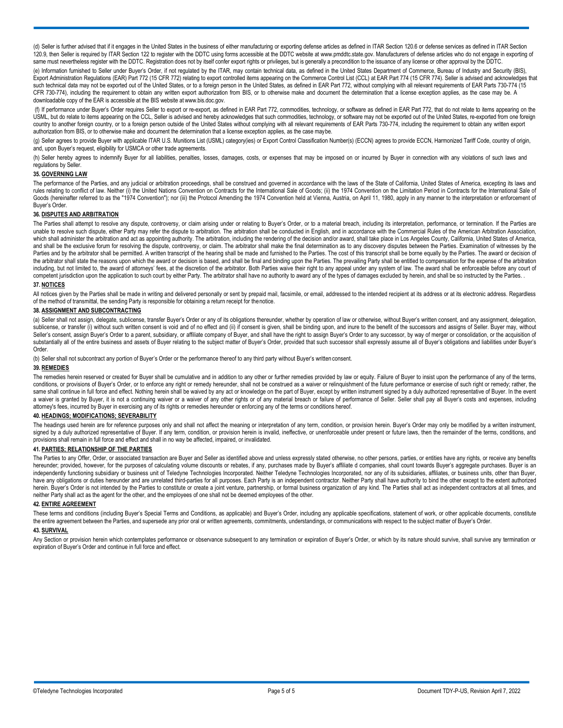(d) Seller is further advised that if it engages in the United States in the business of either manufacturing or exporting defense articles as defined in ITAR Section 120.6 or defense services as defined in ITAR Section 120.9, then Seller is required by ITAR Section 122 to register with the DDTC using forms accessible at the DDTC website at www.pmddtc.state.gov. Manufacturers of defense articles who do not engage in exporting of same must nevertheless register with the DDTC. Registration does not by itself confer export rights or privileges, but is generally a precondition to the issuance of any license or other approval by the DDTC.

(e) Information furnished to Seller under Buyer's Order, if not regulated by the ITAR, may contain technical data, as defined in the United States Department of Commerce, Bureau of Industry and Security (BIS), Export Administration Regulations (EAR) Part 772 (15 CFR 772) relating to export controlled items appearing on the Commerce Control List (CCL) at EAR Part 774 (15 CFR 774). Seller is advised and acknowledges that such technical data may not be exported out of the United States, or to a foreign person in the United States, as defined in EAR Part 772, without complying with all relevant requirements of EAR Parts 730-774 (15 CFR 730-774), including the requirement to obtain any written export authorization from BIS, or to otherwise make and document the determination that a license exception applies, as the case may be. A downloadable copy of the EAR is accessible at the BIS website at www.bis.doc.gov.

(f) If performance under Buyer's Order requires Seller to export or re-export, as defined in EAR Part 772, commodities, technology, or software as defined in EAR Part 772, that do not relate to items appearing on the USML, but do relate to items appearing on the CCL, Seller is advised and hereby acknowledges that such commodities, technology, or software may not be exported out of the United States, re-exported from one foreign country to another foreign country, or to a foreign person outside of the United States without complying with all relevant requirements of EAR Parts 730-774, including the requirement to obtain any written export authorization from BIS, or to otherwise make and document the determination that a license exception applies, as the case maybe.

(g) Seller agrees to provide Buyer with applicable ITAR U.S. Munitions List (USML) category(ies) or Export Control Classification Number(s) (ECCN) agrees to provide ECCN, Harmonized Tariff Code, country of origin, and, upon Buyer's request, eligibility for USMCA or other trade agreements.

(h) Seller hereby agrees to indemnify Buyer for all liabilities, penalties, losses, damages, costs, or expenses that may be imposed on or incurred by Buyer in connection with any violations of such laws and regulations by Seller.

**35. GOVERNING LAW**

The performance of the Parties, and any judicial or arbitration proceedings, shall be construed and governed in accordance with the laws of the State of California, United States of America, excepting its laws and rules relating to conflict of law. Neither (i) the United Nations Convention on Contracts for the International Sale of Goods; (ii) the 1974 Convention on the Limitation Period in Contracts for the International Sale of Goods (hereinafter referred to as the "1974 Convention"); nor (iii) the Protocol Amending the 1974 Convention held at Vienna, Austria, on April 11, 1980, apply in any manner to the interpretation or enforcement of Buyer's Order.

**36. DISPUTES AND ARBITRATION**

The Parties shall attempt to resolve any dispute, controversy, or claim arising under or relating to Buyer's Order, or to a material breach, including its interpretation, performance, or termination. If the Parties are unable to resolve such dispute, either Party may refer the dispute to arbitration. The arbitration shall be conducted in English, and in accordance with the Commercial Rules of the American Arbitration Association, which shall administer the arbitration and act as appointing authority. The arbitration, including the rendering of the decision and/or award, shall take place in Los Angeles County, California, United States of America, and shall be the exclusive forum for resolving the dispute, controversy, or claim. The arbitrator shall make the final determination as to any discovery disputes between the Parties. Examination of witnesses by the Parties and by the arbitrator shall be permitted. A written transcript of the hearing shall be made and furnished to the Parties. The cost of this transcript shall be borne equally by the Parties. The award or decision of the arbitrator shall state the reasons upon which the award or decision is based, and shall be final and binding upon the Parties. The prevailing Party shall be entitled to compensation for the expense of the arbitration including, but not limited to, the award of attorneys' fees, at the discretion of the arbitrator. Both Parties waive their right to any appeal under any system of law. The award shall be enforceable before any court of competent jurisdiction upon the application to such court by either Party. The arbitrator shall have no authority to award any of the types of damages excluded by herein, and shall be so instructed by the Parties. .

**37. NOTICES**

All notices given by the Parties shall be made in writing and delivered personally or sent by prepaid mail, facsimile, or email, addressed to the intended recipient at its address or at its electronic address. Regardless of the method of transmittal, the sending Party is responsible for obtaining a return receipt for the notice.

**38. ASSIGNMENT AND SUBCONTRACTING**

(a) Seller shall not assign, delegate, sublicense, transfer Buyer's Order or any of its obligations thereunder, whether by operation of law or otherwise, without Buyer's written consent, and any assignment, delegation, sublicense, or transfer (i) without such written consent is void and of no effect and (ii) if consent is given, shall be binding upon, and inure to the benefit of the successors and assigns of Seller. Buyer may, without Seller's consent, assign Buyer's Order to a parent, subsidiary, or affiliate company of Buyer, and shall have the right to assign Buyer's Order to any successor, by way of merger or consolidation, or the acquisition of substantially all of the entire business and assets of Buyer relating to the subject matter of Buyer's Order, provided that such successor shall expressly assume all of Buyer's obligations and liabilities under Buyer's Order.

(b) Seller shall not subcontract any portion of Buyer's Order or the performance thereof to any third party without Buyer's written consent.

**39. REMEDIES**

The remedies herein reserved or created for Buyer shall be cumulative and in addition to any other or further remedies provided by law or equity. Failure of Buyer to insist upon the performance of any of the terms, conditions, or provisions of Buyer's Order, or to enforce any right or remedy hereunder, shall not be construed as a waiver or relinquishment of the future performance or exercise of such right or remedy; rather, the same shall continue in full force and effect. Nothing herein shall be waived by any act or knowledge on the part of Buyer, except by written instrument signed by a duly authorized representative of Buyer. In the event a waiver is granted by Buyer, it is not a continuing waiver or a waiver of any other rights or of any material breach or failure of performance of Seller. Seller shall pay all Buyer's costs and expenses, including attorney's fees, incurred by Buyer in exercising any of its rights or remedies hereunder or enforcing any of the terms or conditions hereof.

**40. HEADINGS; MODIFICATIONS; SEVERABILITY**

The headings used herein are for reference purposes only and shall not affect the meaning or interpretation of any term, condition, or provision herein. Buyer's Order may only be modified by a written instrument, signed by a duly authorized representative of Buyer. If any term, condition, or provision herein is invalid, ineffective, or unenforceable under present or future laws, then the remainder of the terms, conditions, and provisions shall remain in full force and effect and shall in no way be affected, impaired, or invalidated.

**41. PARTIES; RELATIONSHIP OF THE PARTIES**

The Parties to any Offer, Order, or associated transaction are Buyer and Seller as identified above and unless expressly stated otherwise, no other persons, parties, or entities have any rights, or receive any benefits hereunder; provided, however, for the purposes of calculating volume discounts or rebates, if any, purchases made by Buyer's affiliate d companies, shall count towards Buyer's aggregate purchases. Buyer is an independently functioning subsidiary or business unit of Teledyne Technologies Incorporated. Neither Teledyne Technologies Incorporated, nor any of its subsidiaries, affiliates, or business units, other than Buyer, have any obligations or duties hereunder and are unrelated third-parties for all purposes. Each Party is an independent contractor. Neither Party shall have authority to bind the other except to the extent authorized herein. Buyer's Order is not intended by the Parties to constitute or create a joint venture, partnership, or formal business organization of any kind. The Parties shall act as independent contractors at all times, and neither Party shall act as the agent for the other, and the employees of one shall not be deemed employees of the other.

**42. ENTIRE AGREEMENT**

These terms and conditions (including Buyer's Special Terms and Conditions, as applicable) and Buyer's Order, including any applicable specifications, statement of work, or other applicable documents, constitute the entire agreement between the Parties, and supersede any prior oral or written agreements, commitments, understandings, or communications with respect to the subject matter of Buyer's Order.

**43. SURVIVAL**

Any Section or provision herein which contemplates performance or observance subsequent to any termination or expiration of Buyer's Order, or which by its nature should survive, shall survive any termination or expiration of Buyer's Order and continue in full force and effect.